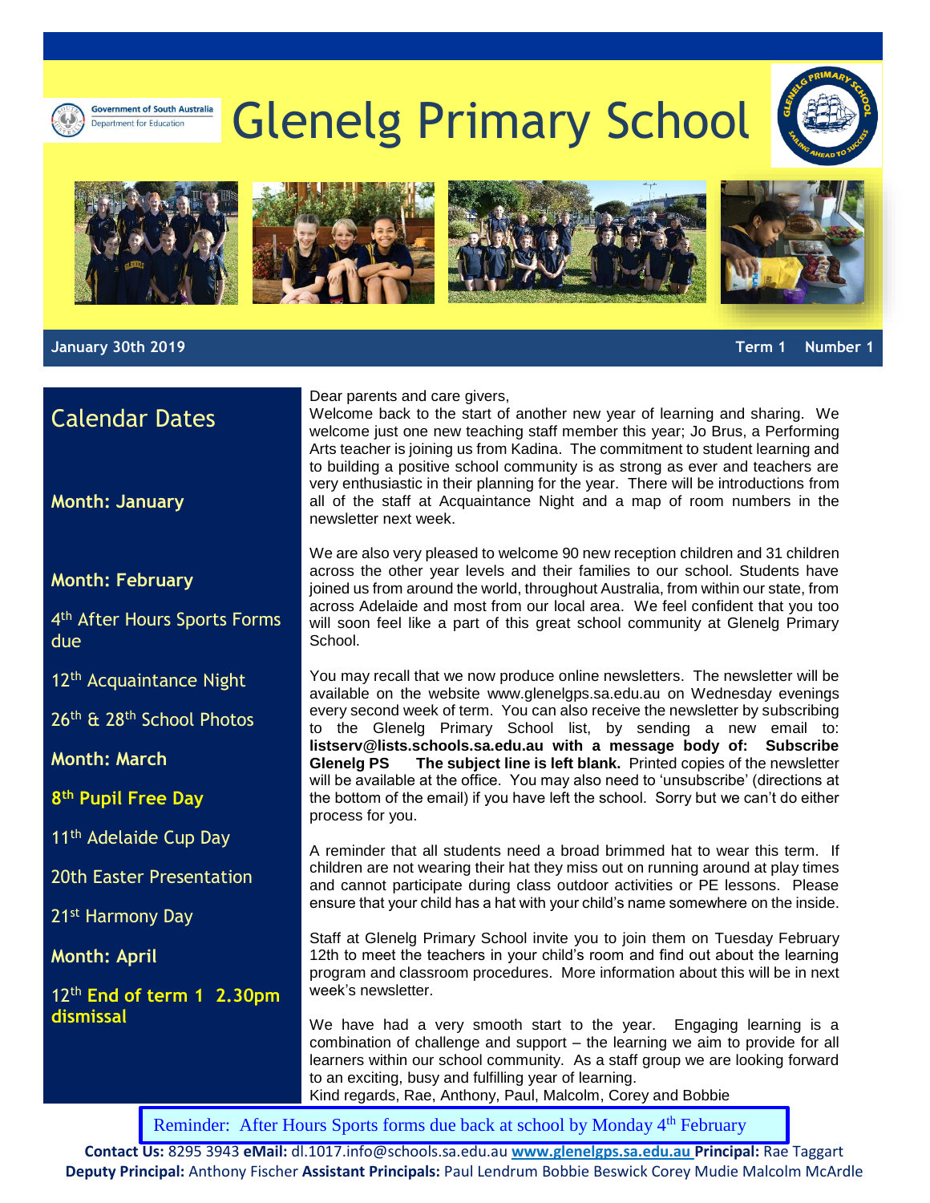Government of South Australia
Department for Education

# Glenelg Primary School

**January 30th 2019** **Term 1 Number 1**

## Calendar Dates

**Month: January**

**Month: February**

4th After Hours Sports Forms due

12th Acquaintance Night

26th & 28th School Photos

**Month: March**

**8th Pupil Free Day**

11th Adelaide Cup Day

20th Easter Presentation

21st Harmony Day

**Month: April**

12th **End of term 1 2.30pm dismissal**

Dear parents and care givers,

Welcome back to the start of another new year of learning and sharing. We welcome just one new teaching staff member this year; Jo Brus, a Performing Arts teacher is joining us from Kadina. The commitment to student learning and to building a positive school community is as strong as ever and teachers are very enthusiastic in their planning for the year. There will be introductions from all of the staff at Acquaintance Night and a map of room numbers in the newsletter next week.

We are also very pleased to welcome 90 new reception children and 31 children across the other year levels and their families to our school. Students have joined us from around the world, throughout Australia, from within our state, from across Adelaide and most from our local area. We feel confident that you too will soon feel like a part of this great school community at Glenelg Primary School.

You may recall that we now produce online newsletters. The newsletter will be available on the website www.glenelgps.sa.edu.au on Wednesday evenings every second week of term. You can also receive the newsletter by subscribing to the Glenelg Primary School list, by sending a new email to: **listserv@lists.schools.sa.edu.au with a message body of: Subscribe Glenelg PS The subject line is left blank.** Printed copies of the newsletter will be available at the office. You may also need to 'unsubscribe' (directions at the bottom of the email) if you have left the school. Sorry but we can't do either process for you.

A reminder that all students need a broad brimmed hat to wear this term. If children are not wearing their hat they miss out on running around at play times and cannot participate during class outdoor activities or PE lessons. Please ensure that your child has a hat with your child's name somewhere on the inside.

Staff at Glenelg Primary School invite you to join them on Tuesday February 12th to meet the teachers in your child's room and find out about the learning program and classroom procedures. More information about this will be in next week's newsletter.

We have had a very smooth start to the year. Engaging learning is a combination of challenge and support – the learning we aim to provide for all learners within our school community. As a staff group we are looking forward to an exciting, busy and fulfilling year of learning.

Kind regards, Rae, Anthony, Paul, Malcolm, Corey and Bobbie

Reminder: After Hours Sports forms due back at school by Monday 4th February

**Contact Us:** 8295 3943 **eMail:** dl.1017.info@schools.sa.edu.au **www.glenelgps.sa.edu.au** **Principal:** Rae Taggart
**Deputy Principal:** Anthony Fischer **Assistant Principals:** Paul Lendrum Bobbie Beswick Corey Mudie Malcolm McArdle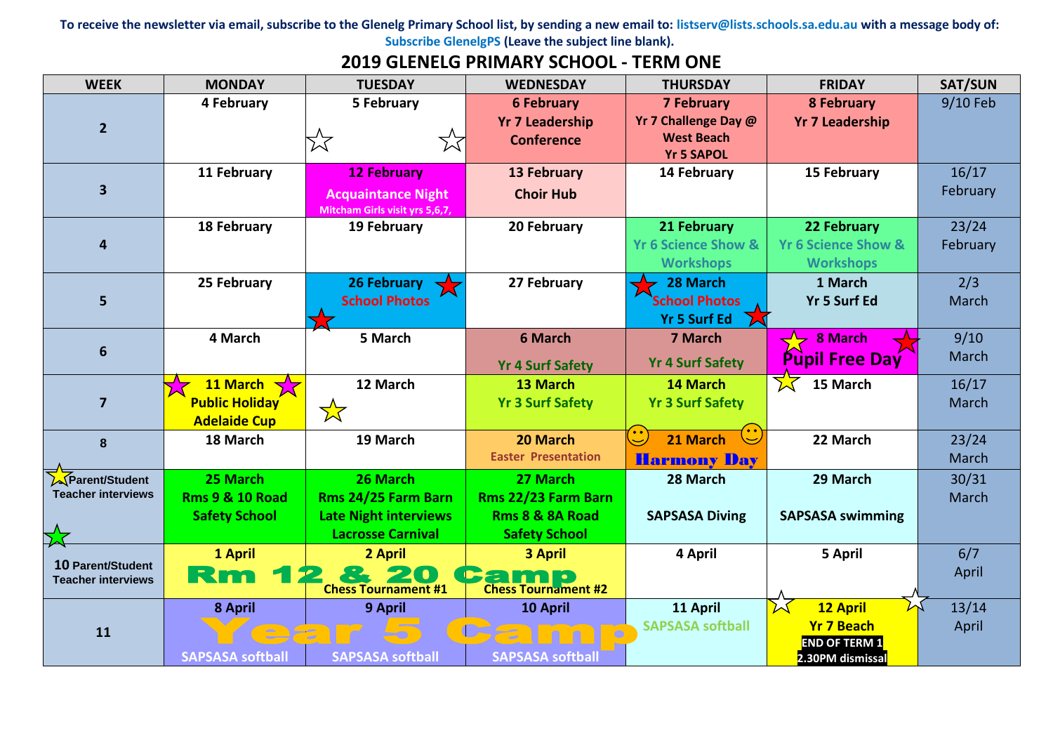**To receive the newsletter via email, subscribe to the Glenelg Primary School list, by sending a new email to: listserv@lists.schools.sa.edu.au with a message body of: Subscribe GlenelgPS (Leave the subject line blank).**

# 2019 GLENELG PRIMARY SCHOOL - TERM ONE

| WEEK | MONDAY | TUESDAY | WEDNESDAY | THURSDAY | FRIDAY | SAT/SUN |
|---|---|---|---|---|---|---|
| 2 | 4 February | 5 February | 6 February<br>Yr 7 Leadership Conference | 7 February<br>Yr 7 Challenge Day @ West Beach<br>Yr 5 SAPOL | 8 February<br>Yr 7 Leadership | 9/10 Feb |
| 3 | 11 February | 12 February<br>Acquaintance Night<br>Mitcham Girls visit yrs 5,6,7, | 13 February<br>Choir Hub | 14 February | 15 February | 16/17 February |
| 4 | 18 February | 19 February | 20 February | 21 February<br>Yr 6 Science Show & Workshops | 22 February<br>Yr 6 Science Show & Workshops | 23/24 February |
| 5 | 25 February | 26 February<br>School Photos | 27 February | 28 March<br>School Photos<br>Yr 5 Surf Ed | 1 March<br>Yr 5 Surf Ed | 2/3 March |
| 6 | 4 March | 5 March | 6 March<br>Yr 4 Surf Safety | 7 March<br>Yr 4 Surf Safety | 8 March<br>Pupil Free Day | 9/10 March |
| 7 | 11 March<br>Public Holiday<br>Adelaide Cup | 12 March | 13 March<br>Yr 3 Surf Safety | 14 March<br>Yr 3 Surf Safety | 15 March | 16/17 March |
| 8 | 18 March | 19 March | 20 March<br>Easter Presentation | 21 March<br>Harmony Day | 22 March | 23/24 March |
| Parent/Student Teacher interviews | 25 March<br>Rms 9 & 10 Road Safety School | 26 March<br>Rms 24/25 Farm Barn<br>Late Night interviews<br>Lacrosse Carnival | 27 March<br>Rms 22/23 Farm Barn<br>Rms 8 & 8A Road Safety School | 28 March<br>SAPSASA Diving | 29 March<br>SAPSASA swimming | 30/31 March |
| 10 Parent/Student Teacher interviews | 1 April<br>Rm 12 & 20 Camp | 2 April<br>Rm 12 & 20 Camp<br>Chess Tournament #1 | 3 April<br>Rm 12 & 20 Camp<br>Chess Tournament #2 | 4 April | 5 April | 6/7 April |
| 11 | 8 April<br>Year 5 Camp<br>SAPSASA softball | 9 April<br>Year 5 Camp<br>SAPSASA softball | 10 April<br>Year 5 Camp<br>SAPSASA softball | 11 April<br>SAPSASA softball | 12 April<br>Yr 7 Beach<br>END OF TERM 1<br>2.30PM dismissal | 13/14 April |